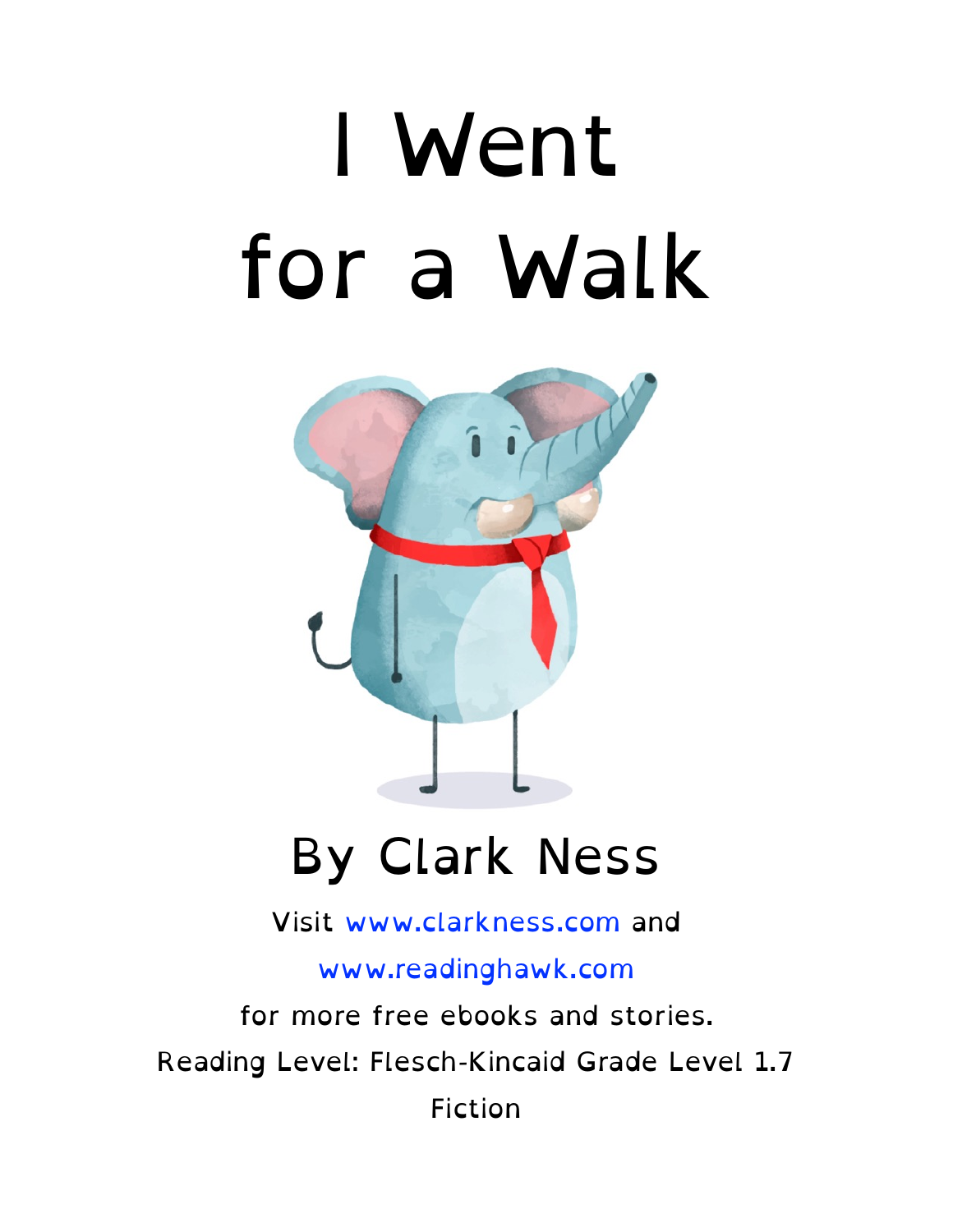# I Went for a Walk

## By Clark Ness

Visit www.clarkness.com and

www.readinghawk.com

for more free ebooks and stories.

Reading Level: Flesch-Kincaid Grade Level 1.7

Fiction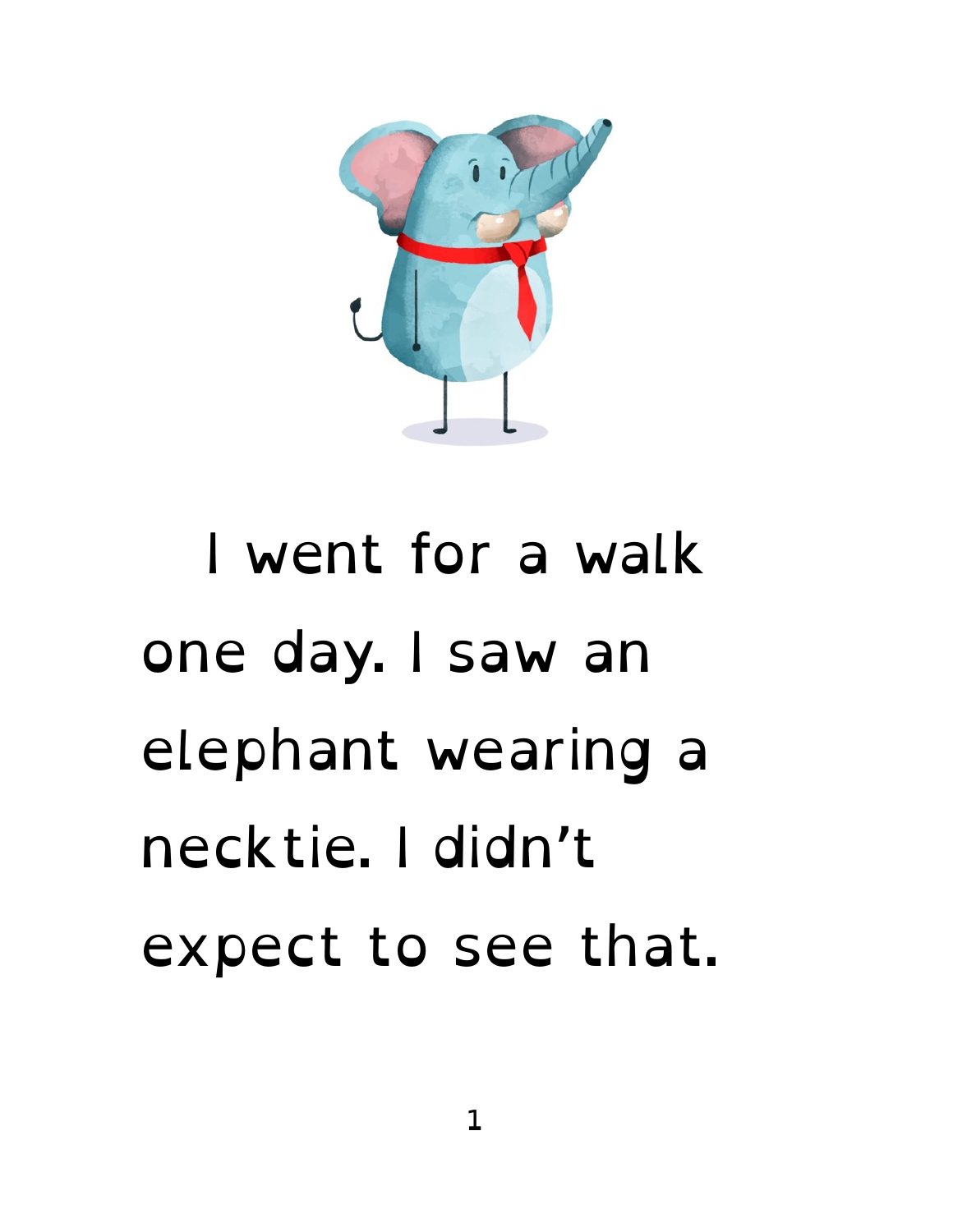I went for a walk one day. I saw an elephant wearing a necktie. I didn't expect to see that.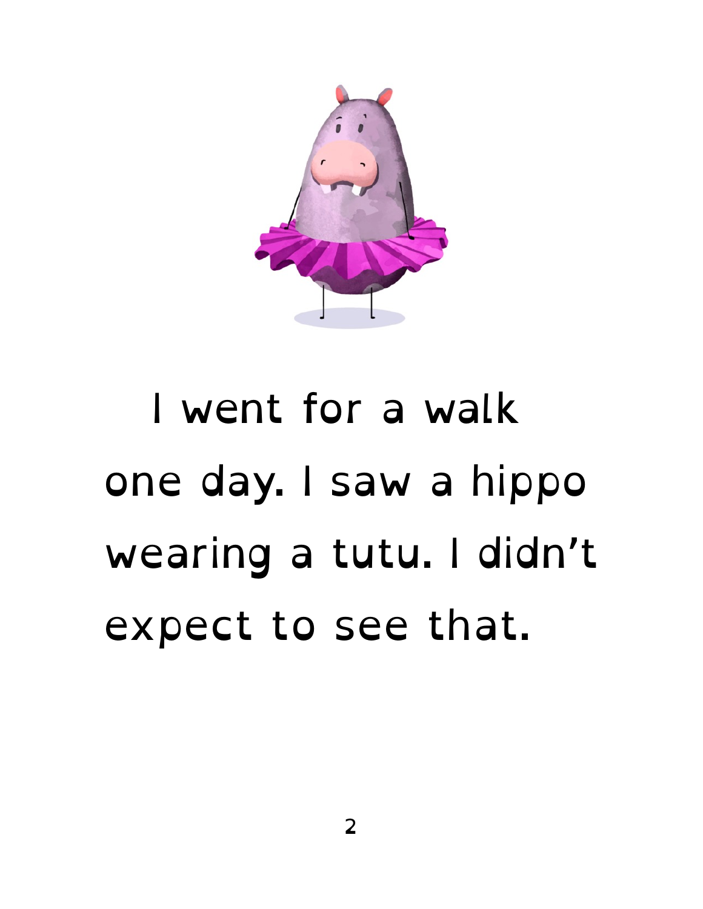I went for a walk one day. I saw a hippo wearing a tutu. I didn't expect to see that.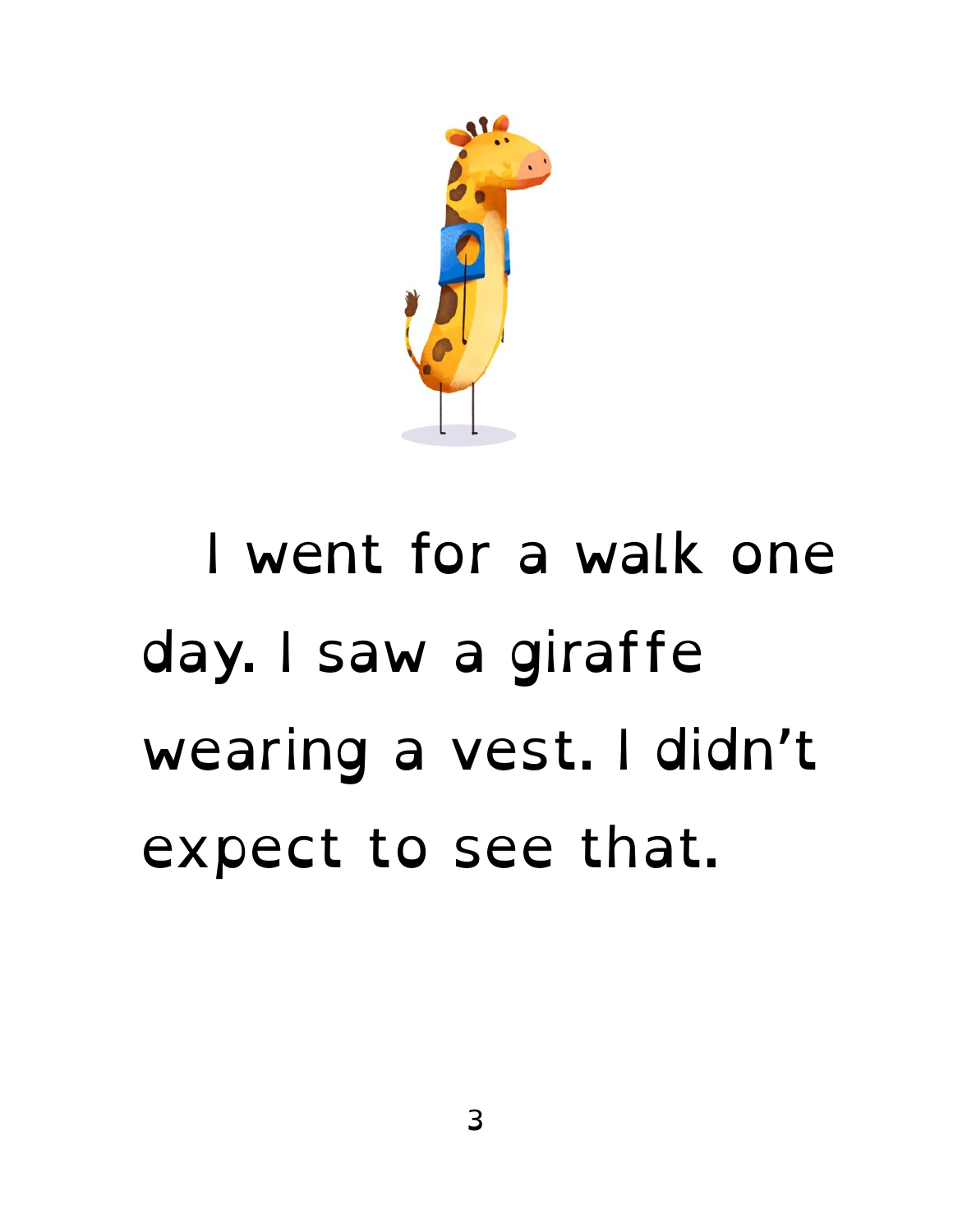I went for a walk one day. I saw a giraffe wearing a vest. I didn't expect to see that.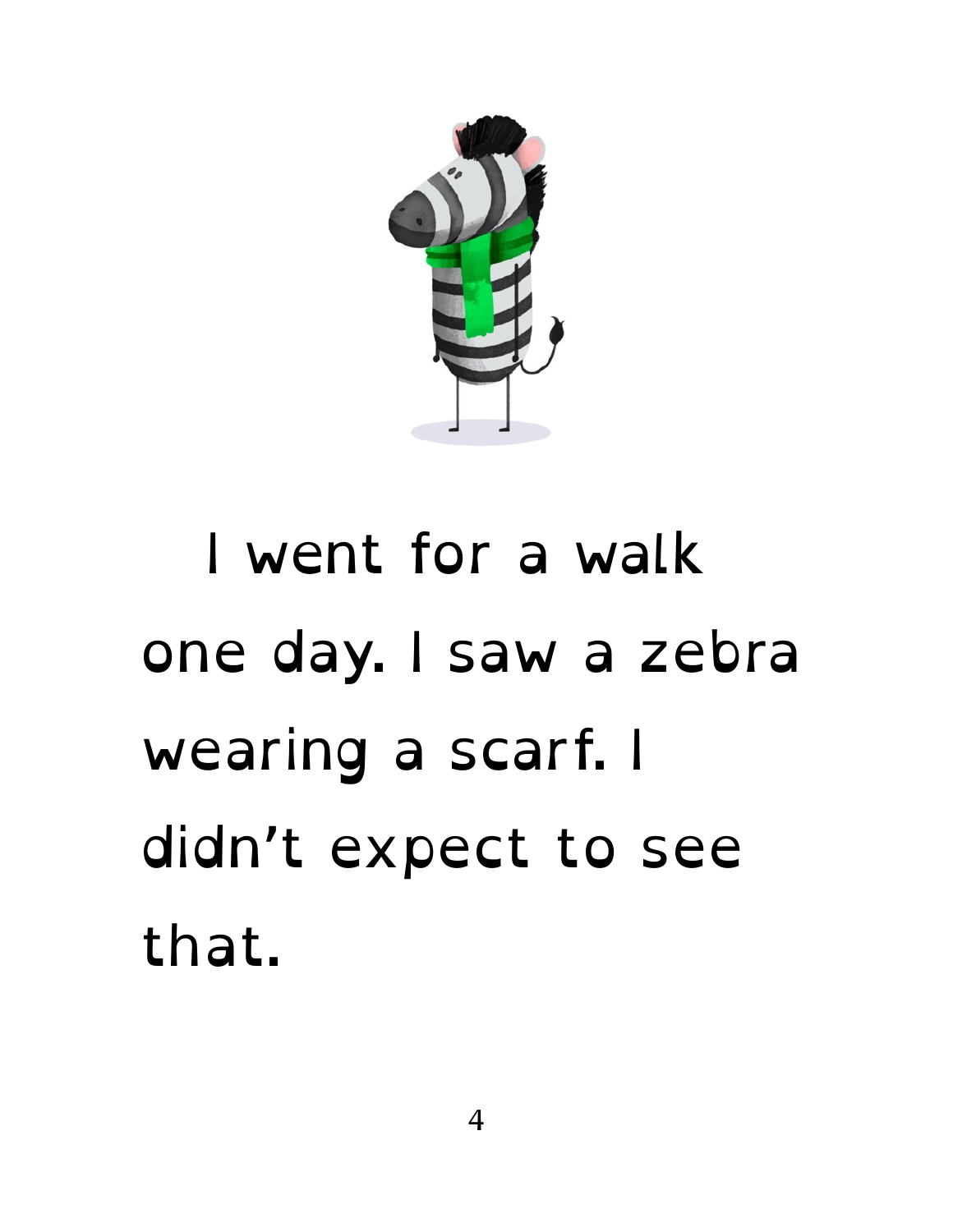I went for a walk one day. I saw a zebra wearing a scarf. I didn't expect to see that.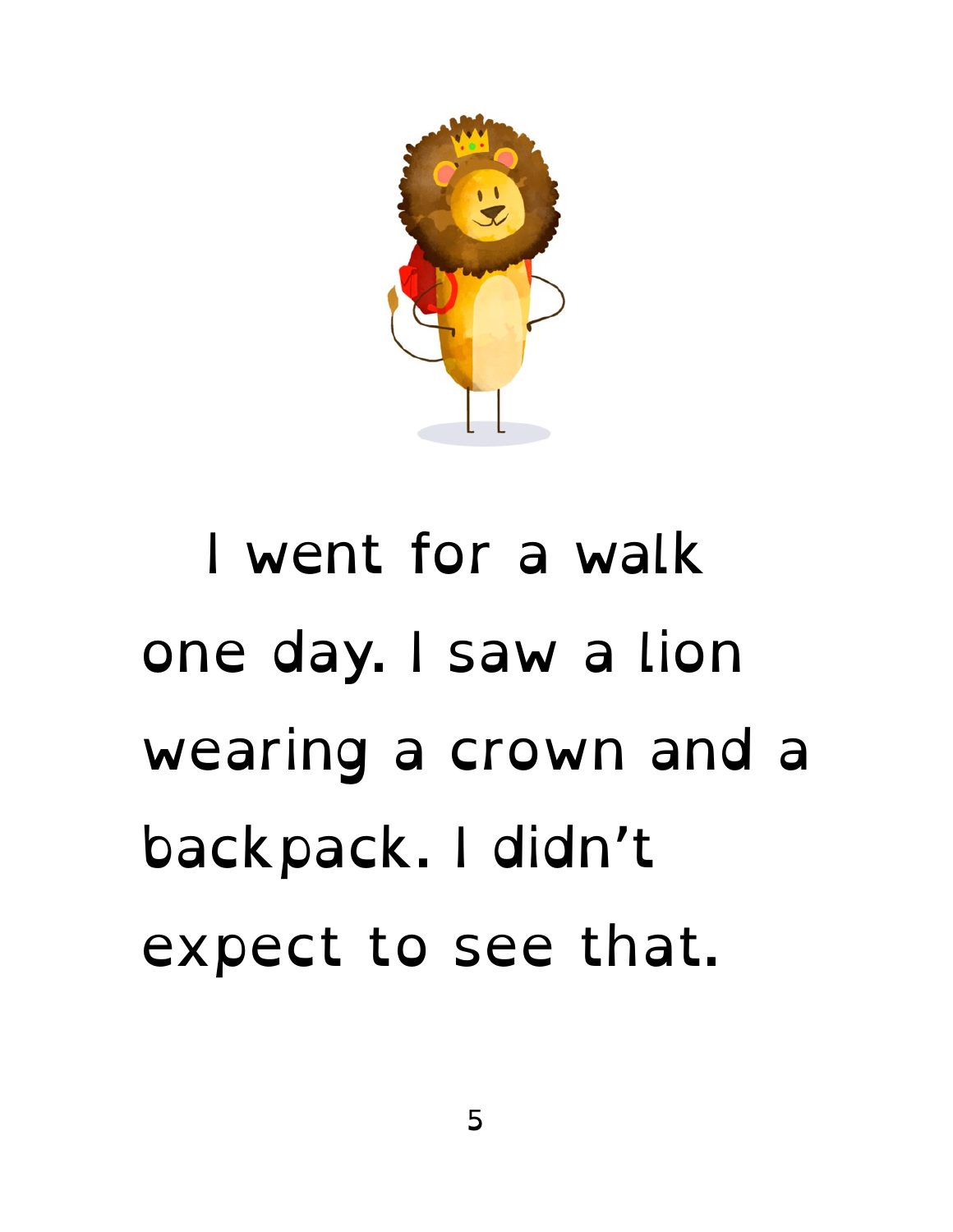I went for a walk one day. I saw a lion wearing a crown and a backpack. I didn't expect to see that.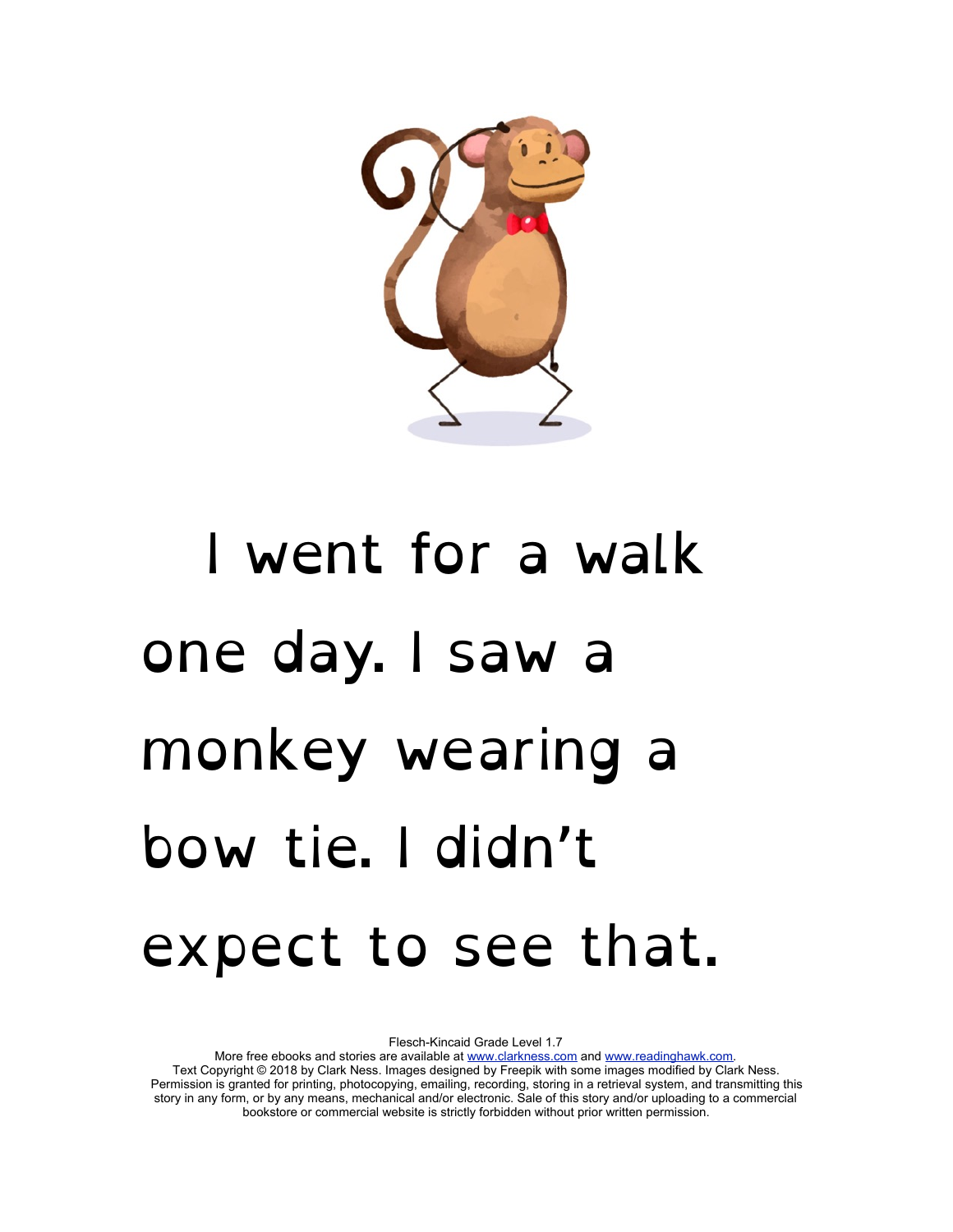I went for a walk one day. I saw a monkey wearing a bow tie. I didn't expect to see that.

Flesch-Kincaid Grade Level 1.7
More free ebooks and stories are available at www.clarkness.com and www.readinghawk.com.
Text Copyright © 2018 by Clark Ness. Images designed by Freepik with some images modified by Clark Ness.
Permission is granted for printing, photocopying, emailing, recording, storing in a retrieval system, and transmitting this story in any form, or by any means, mechanical and/or electronic. Sale of this story and/or uploading to a commercial bookstore or commercial website is strictly forbidden without prior written permission.